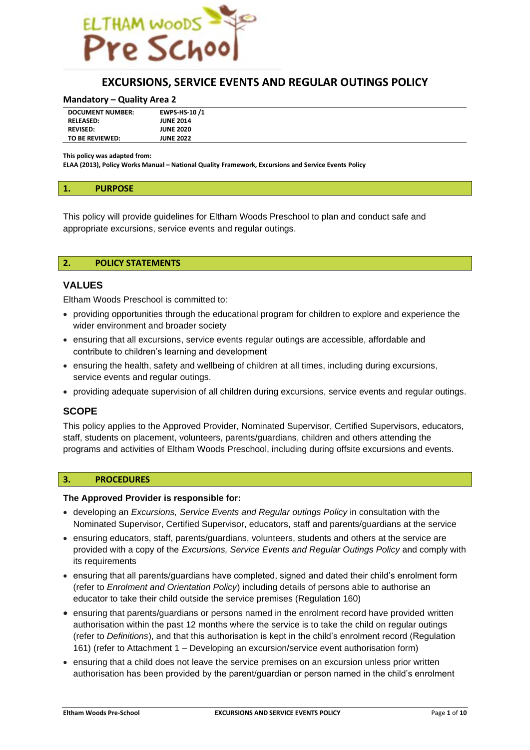# EXCURSIONS, SERVICE EVENTS AND REGULAR OUTINGS POLICY

### Mandatory – Quality Area 2

| | |
|---|---|
| **DOCUMENT NUMBER:** | **EWPS-HS-10 /1** |
| **RELEASED:** | **JUNE 2014** |
| **REVISED:** | **JUNE 2020** |
| **TO BE REVIEWED:** | **JUNE 2022** |

**This policy was adapted from:**
**ELAA (2013), Policy Works Manual – National Quality Framework, Excursions and Service Events Policy**

## 1. PURPOSE

This policy will provide guidelines for Eltham Woods Preschool to plan and conduct safe and appropriate excursions, service events and regular outings.

## 2. POLICY STATEMENTS

### VALUES

Eltham Woods Preschool is committed to:

- providing opportunities through the educational program for children to explore and experience the wider environment and broader society
- ensuring that all excursions, service events regular outings are accessible, affordable and contribute to children's learning and development
- ensuring the health, safety and wellbeing of children at all times, including during excursions, service events and regular outings.
- providing adequate supervision of all children during excursions, service events and regular outings.

### SCOPE

This policy applies to the Approved Provider, Nominated Supervisor, Certified Supervisors, educators, staff, students on placement, volunteers, parents/guardians, children and others attending the programs and activities of Eltham Woods Preschool, including during offsite excursions and events.

## 3. PROCEDURES

**The Approved Provider is responsible for:**

- developing an *Excursions, Service Events and Regular outings Policy* in consultation with the Nominated Supervisor, Certified Supervisor, educators, staff and parents/guardians at the service
- ensuring educators, staff, parents/guardians, volunteers, students and others at the service are provided with a copy of the *Excursions, Service Events and Regular Outings Policy* and comply with its requirements
- ensuring that all parents/guardians have completed, signed and dated their child's enrolment form (refer to *Enrolment and Orientation Policy*) including details of persons able to authorise an educator to take their child outside the service premises (Regulation 160)
- ensuring that parents/guardians or persons named in the enrolment record have provided written authorisation within the past 12 months where the service is to take the child on regular outings (refer to *Definitions*), and that this authorisation is kept in the child's enrolment record (Regulation 161) (refer to Attachment 1 – Developing an excursion/service event authorisation form)
- ensuring that a child does not leave the service premises on an excursion unless prior written authorisation has been provided by the parent/guardian or person named in the child's enrolment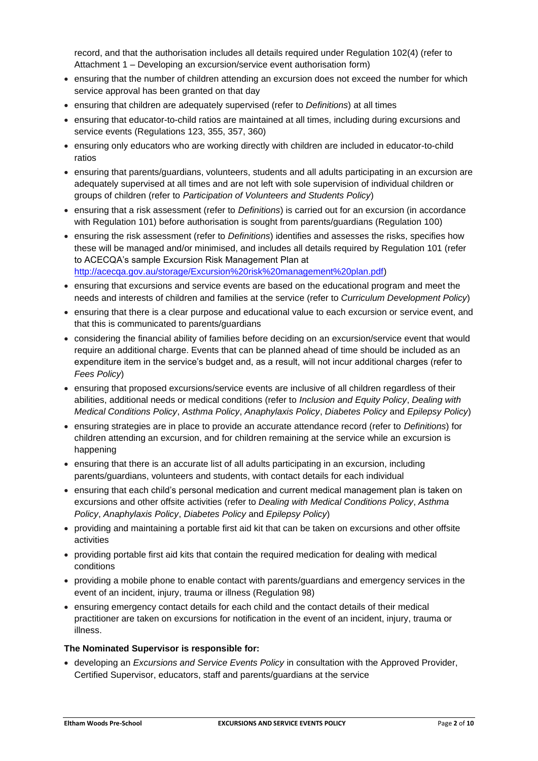record, and that the authorisation includes all details required under Regulation 102(4) (refer to Attachment 1 – Developing an excursion/service event authorisation form)

- ensuring that the number of children attending an excursion does not exceed the number for which service approval has been granted on that day
- ensuring that children are adequately supervised (refer to *Definitions*) at all times
- ensuring that educator-to-child ratios are maintained at all times, including during excursions and service events (Regulations 123, 355, 357, 360)
- ensuring only educators who are working directly with children are included in educator-to-child ratios
- ensuring that parents/guardians, volunteers, students and all adults participating in an excursion are adequately supervised at all times and are not left with sole supervision of individual children or groups of children (refer to *Participation of Volunteers and Students Policy*)
- ensuring that a risk assessment (refer to *Definitions*) is carried out for an excursion (in accordance with Regulation 101) before authorisation is sought from parents/guardians (Regulation 100)
- ensuring the risk assessment (refer to *Definitions*) identifies and assesses the risks, specifies how these will be managed and/or minimised, and includes all details required by Regulation 101 (refer to ACECQA's sample Excursion Risk Management Plan at http://acecqa.gov.au/storage/Excursion%20risk%20management%20plan.pdf)
- ensuring that excursions and service events are based on the educational program and meet the needs and interests of children and families at the service (refer to *Curriculum Development Policy*)
- ensuring that there is a clear purpose and educational value to each excursion or service event, and that this is communicated to parents/guardians
- considering the financial ability of families before deciding on an excursion/service event that would require an additional charge. Events that can be planned ahead of time should be included as an expenditure item in the service's budget and, as a result, will not incur additional charges (refer to *Fees Policy*)
- ensuring that proposed excursions/service events are inclusive of all children regardless of their abilities, additional needs or medical conditions (refer to *Inclusion and Equity Policy*, *Dealing with Medical Conditions Policy*, *Asthma Policy*, *Anaphylaxis Policy*, *Diabetes Policy* and *Epilepsy Policy*)
- ensuring strategies are in place to provide an accurate attendance record (refer to *Definitions*) for children attending an excursion, and for children remaining at the service while an excursion is happening
- ensuring that there is an accurate list of all adults participating in an excursion, including parents/guardians, volunteers and students, with contact details for each individual
- ensuring that each child's personal medication and current medical management plan is taken on excursions and other offsite activities (refer to *Dealing with Medical Conditions Policy*, *Asthma Policy*, *Anaphylaxis Policy*, *Diabetes Policy* and *Epilepsy Policy*)
- providing and maintaining a portable first aid kit that can be taken on excursions and other offsite activities
- providing portable first aid kits that contain the required medication for dealing with medical conditions
- providing a mobile phone to enable contact with parents/guardians and emergency services in the event of an incident, injury, trauma or illness (Regulation 98)
- ensuring emergency contact details for each child and the contact details of their medical practitioner are taken on excursions for notification in the event of an incident, injury, trauma or illness.

**The Nominated Supervisor is responsible for:**

- developing an *Excursions and Service Events Policy* in consultation with the Approved Provider, Certified Supervisor, educators, staff and parents/guardians at the service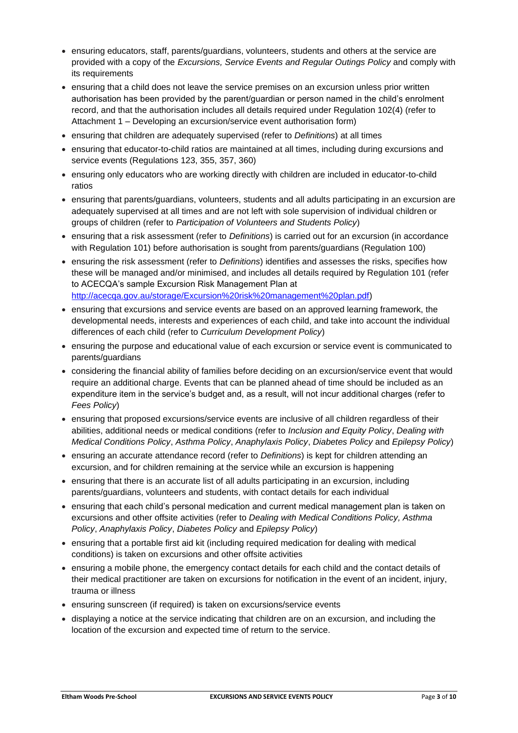- ensuring educators, staff, parents/guardians, volunteers, students and others at the service are provided with a copy of the *Excursions, Service Events and Regular Outings Policy* and comply with its requirements
- ensuring that a child does not leave the service premises on an excursion unless prior written authorisation has been provided by the parent/guardian or person named in the child's enrolment record, and that the authorisation includes all details required under Regulation 102(4) (refer to Attachment 1 – Developing an excursion/service event authorisation form)
- ensuring that children are adequately supervised (refer to *Definitions*) at all times
- ensuring that educator-to-child ratios are maintained at all times, including during excursions and service events (Regulations 123, 355, 357, 360)
- ensuring only educators who are working directly with children are included in educator-to-child ratios
- ensuring that parents/guardians, volunteers, students and all adults participating in an excursion are adequately supervised at all times and are not left with sole supervision of individual children or groups of children (refer to *Participation of Volunteers and Students Policy*)
- ensuring that a risk assessment (refer to *Definitions*) is carried out for an excursion (in accordance with Regulation 101) before authorisation is sought from parents/guardians (Regulation 100)
- ensuring the risk assessment (refer to *Definitions*) identifies and assesses the risks, specifies how these will be managed and/or minimised, and includes all details required by Regulation 101 (refer to ACECQA's sample Excursion Risk Management Plan at [http://acecqa.gov.au/storage/Excursion%20risk%20management%20plan.pdf](http://acecqa.gov.au/storage/Excursion%20risk%20management%20plan.pdf))
- ensuring that excursions and service events are based on an approved learning framework, the developmental needs, interests and experiences of each child, and take into account the individual differences of each child (refer to *Curriculum Development Policy*)
- ensuring the purpose and educational value of each excursion or service event is communicated to parents/guardians
- considering the financial ability of families before deciding on an excursion/service event that would require an additional charge. Events that can be planned ahead of time should be included as an expenditure item in the service's budget and, as a result, will not incur additional charges (refer to *Fees Policy*)
- ensuring that proposed excursions/service events are inclusive of all children regardless of their abilities, additional needs or medical conditions (refer to *Inclusion and Equity Policy*, *Dealing with Medical Conditions Policy*, *Asthma Policy*, *Anaphylaxis Policy*, *Diabetes Policy* and *Epilepsy Policy*)
- ensuring an accurate attendance record (refer to *Definitions*) is kept for children attending an excursion, and for children remaining at the service while an excursion is happening
- ensuring that there is an accurate list of all adults participating in an excursion, including parents/guardians, volunteers and students, with contact details for each individual
- ensuring that each child's personal medication and current medical management plan is taken on excursions and other offsite activities (refer to *Dealing with Medical Conditions Policy, Asthma Policy*, *Anaphylaxis Policy*, *Diabetes Policy* and *Epilepsy Policy*)
- ensuring that a portable first aid kit (including required medication for dealing with medical conditions) is taken on excursions and other offsite activities
- ensuring a mobile phone, the emergency contact details for each child and the contact details of their medical practitioner are taken on excursions for notification in the event of an incident, injury, trauma or illness
- ensuring sunscreen (if required) is taken on excursions/service events
- displaying a notice at the service indicating that children are on an excursion, and including the location of the excursion and expected time of return to the service.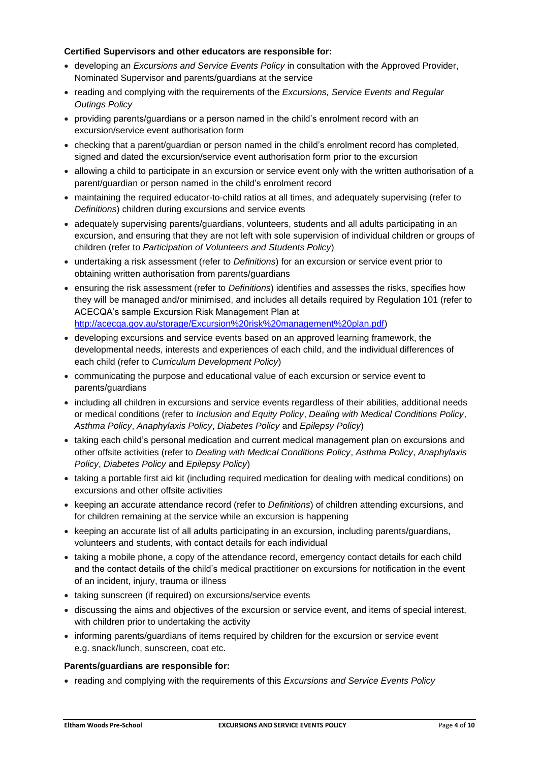**Certified Supervisors and other educators are responsible for:**

- developing an *Excursions and Service Events Policy* in consultation with the Approved Provider, Nominated Supervisor and parents/guardians at the service
- reading and complying with the requirements of the *Excursions, Service Events and Regular Outings Policy*
- providing parents/guardians or a person named in the child's enrolment record with an excursion/service event authorisation form
- checking that a parent/guardian or person named in the child's enrolment record has completed, signed and dated the excursion/service event authorisation form prior to the excursion
- allowing a child to participate in an excursion or service event only with the written authorisation of a parent/guardian or person named in the child's enrolment record
- maintaining the required educator-to-child ratios at all times, and adequately supervising (refer to *Definitions*) children during excursions and service events
- adequately supervising parents/guardians, volunteers, students and all adults participating in an excursion, and ensuring that they are not left with sole supervision of individual children or groups of children (refer to *Participation of Volunteers and Students Policy*)
- undertaking a risk assessment (refer to *Definitions*) for an excursion or service event prior to obtaining written authorisation from parents/guardians
- ensuring the risk assessment (refer to *Definitions*) identifies and assesses the risks, specifies how they will be managed and/or minimised, and includes all details required by Regulation 101 (refer to ACECQA's sample Excursion Risk Management Plan at [http://acecqa.gov.au/storage/Excursion%20risk%20management%20plan.pdf](http://acecqa.gov.au/storage/Excursion%20risk%20management%20plan.pdf))
- developing excursions and service events based on an approved learning framework, the developmental needs, interests and experiences of each child, and the individual differences of each child (refer to *Curriculum Development Policy*)
- communicating the purpose and educational value of each excursion or service event to parents/guardians
- including all children in excursions and service events regardless of their abilities, additional needs or medical conditions (refer to *Inclusion and Equity Policy*, *Dealing with Medical Conditions Policy*, *Asthma Policy*, *Anaphylaxis Policy*, *Diabetes Policy* and *Epilepsy Policy*)
- taking each child's personal medication and current medical management plan on excursions and other offsite activities (refer to *Dealing with Medical Conditions Policy*, *Asthma Policy*, *Anaphylaxis Policy*, *Diabetes Policy* and *Epilepsy Policy*)
- taking a portable first aid kit (including required medication for dealing with medical conditions) on excursions and other offsite activities
- keeping an accurate attendance record (refer to *Definitions*) of children attending excursions, and for children remaining at the service while an excursion is happening
- keeping an accurate list of all adults participating in an excursion, including parents/guardians, volunteers and students, with contact details for each individual
- taking a mobile phone, a copy of the attendance record, emergency contact details for each child and the contact details of the child's medical practitioner on excursions for notification in the event of an incident, injury, trauma or illness
- taking sunscreen (if required) on excursions/service events
- discussing the aims and objectives of the excursion or service event, and items of special interest, with children prior to undertaking the activity
- informing parents/guardians of items required by children for the excursion or service event e.g. snack/lunch, sunscreen, coat etc.

**Parents/guardians are responsible for:**

- reading and complying with the requirements of this *Excursions and Service Events Policy*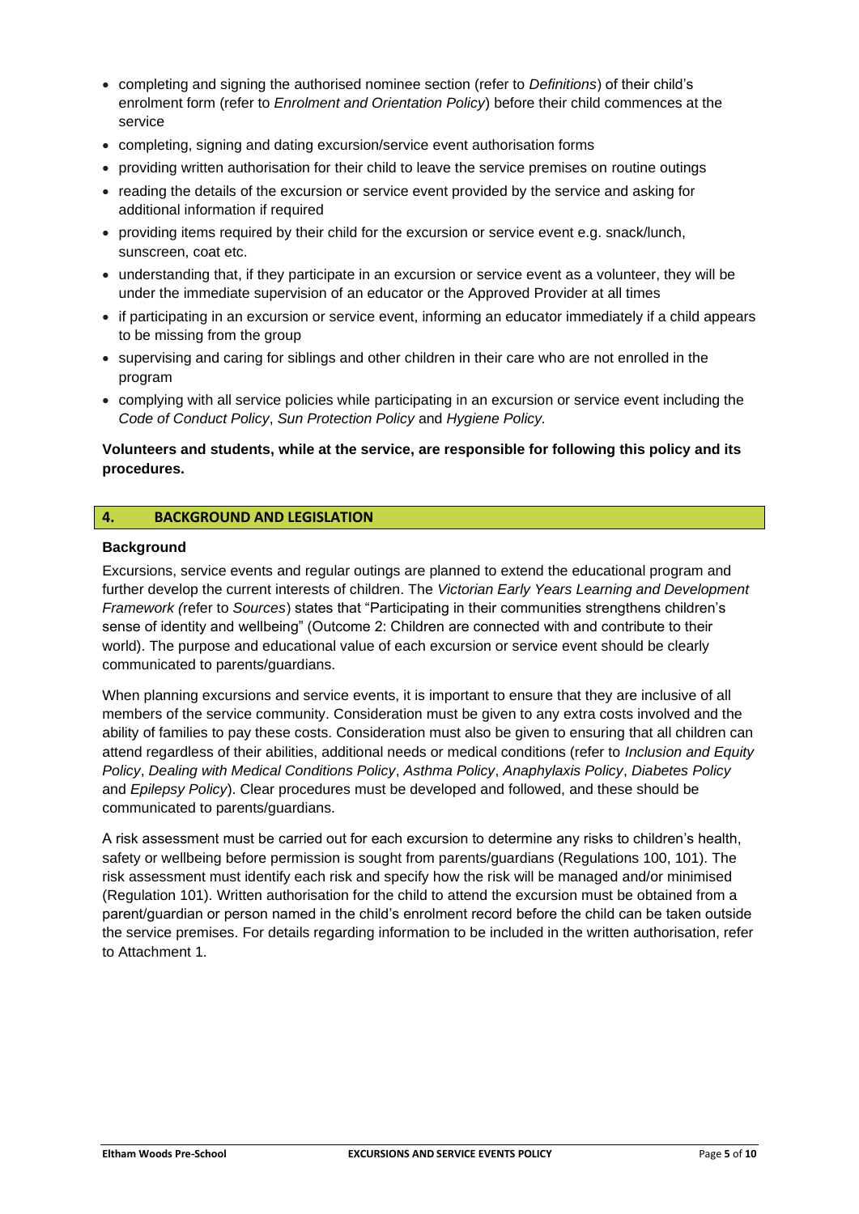- completing and signing the authorised nominee section (refer to *Definitions*) of their child's enrolment form (refer to *Enrolment and Orientation Policy*) before their child commences at the service
- completing, signing and dating excursion/service event authorisation forms
- providing written authorisation for their child to leave the service premises on routine outings
- reading the details of the excursion or service event provided by the service and asking for additional information if required
- providing items required by their child for the excursion or service event e.g. snack/lunch, sunscreen, coat etc.
- understanding that, if they participate in an excursion or service event as a volunteer, they will be under the immediate supervision of an educator or the Approved Provider at all times
- if participating in an excursion or service event, informing an educator immediately if a child appears to be missing from the group
- supervising and caring for siblings and other children in their care who are not enrolled in the program
- complying with all service policies while participating in an excursion or service event including the *Code of Conduct Policy*, *Sun Protection Policy* and *Hygiene Policy.*

**Volunteers and students, while at the service, are responsible for following this policy and its procedures.**

## 4. BACKGROUND AND LEGISLATION

### Background

Excursions, service events and regular outings are planned to extend the educational program and further develop the current interests of children. The *Victorian Early Years Learning and Development Framework (*refer to *Sources*) states that "Participating in their communities strengthens children's sense of identity and wellbeing" (Outcome 2: Children are connected with and contribute to their world). The purpose and educational value of each excursion or service event should be clearly communicated to parents/guardians.

When planning excursions and service events, it is important to ensure that they are inclusive of all members of the service community. Consideration must be given to any extra costs involved and the ability of families to pay these costs. Consideration must also be given to ensuring that all children can attend regardless of their abilities, additional needs or medical conditions (refer to *Inclusion and Equity Policy*, *Dealing with Medical Conditions Policy*, *Asthma Policy*, *Anaphylaxis Policy*, *Diabetes Policy* and *Epilepsy Policy*). Clear procedures must be developed and followed, and these should be communicated to parents/guardians.

A risk assessment must be carried out for each excursion to determine any risks to children's health, safety or wellbeing before permission is sought from parents/guardians (Regulations 100, 101). The risk assessment must identify each risk and specify how the risk will be managed and/or minimised (Regulation 101). Written authorisation for the child to attend the excursion must be obtained from a parent/guardian or person named in the child's enrolment record before the child can be taken outside the service premises. For details regarding information to be included in the written authorisation, refer to Attachment 1.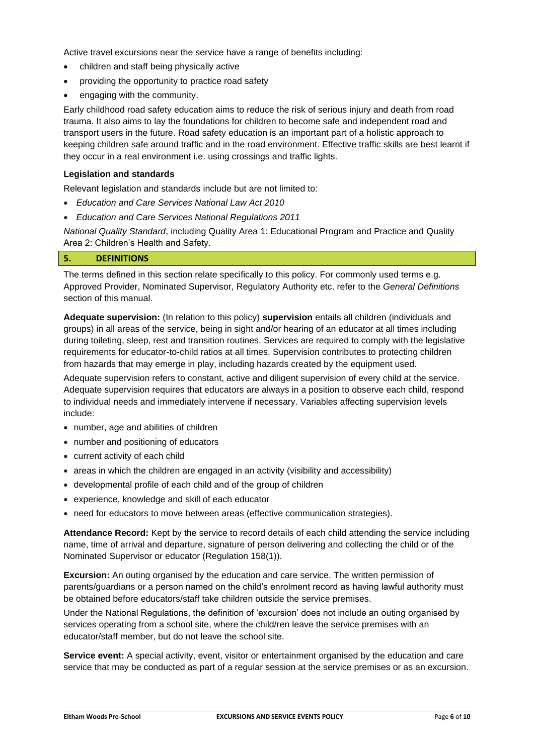Active travel excursions near the service have a range of benefits including:

- children and staff being physically active
- providing the opportunity to practice road safety
- engaging with the community.

Early childhood road safety education aims to reduce the risk of serious injury and death from road trauma. It also aims to lay the foundations for children to become safe and independent road and transport users in the future. Road safety education is an important part of a holistic approach to keeping children safe around traffic and in the road environment. Effective traffic skills are best learnt if they occur in a real environment i.e. using crossings and traffic lights.

**Legislation and standards**

Relevant legislation and standards include but are not limited to:

- *Education and Care Services National Law Act 2010*
- *Education and Care Services National Regulations 2011*

*National Quality Standard*, including Quality Area 1: Educational Program and Practice and Quality Area 2: Children's Health and Safety.

## 5. DEFINITIONS

The terms defined in this section relate specifically to this policy. For commonly used terms e.g. Approved Provider, Nominated Supervisor, Regulatory Authority etc. refer to the *General Definitions* section of this manual.

**Adequate supervision:** (In relation to this policy) **supervision** entails all children (individuals and groups) in all areas of the service, being in sight and/or hearing of an educator at all times including during toileting, sleep, rest and transition routines. Services are required to comply with the legislative requirements for educator-to-child ratios at all times. Supervision contributes to protecting children from hazards that may emerge in play, including hazards created by the equipment used.

Adequate supervision refers to constant, active and diligent supervision of every child at the service. Adequate supervision requires that educators are always in a position to observe each child, respond to individual needs and immediately intervene if necessary. Variables affecting supervision levels include:

- number, age and abilities of children
- number and positioning of educators
- current activity of each child
- areas in which the children are engaged in an activity (visibility and accessibility)
- developmental profile of each child and of the group of children
- experience, knowledge and skill of each educator
- need for educators to move between areas (effective communication strategies).

**Attendance Record:** Kept by the service to record details of each child attending the service including name, time of arrival and departure, signature of person delivering and collecting the child or of the Nominated Supervisor or educator (Regulation 158(1)).

**Excursion:** An outing organised by the education and care service. The written permission of parents/guardians or a person named on the child's enrolment record as having lawful authority must be obtained before educators/staff take children outside the service premises.

Under the National Regulations, the definition of 'excursion' does not include an outing organised by services operating from a school site, where the child/ren leave the service premises with an educator/staff member, but do not leave the school site.

**Service event:** A special activity, event, visitor or entertainment organised by the education and care service that may be conducted as part of a regular session at the service premises or as an excursion.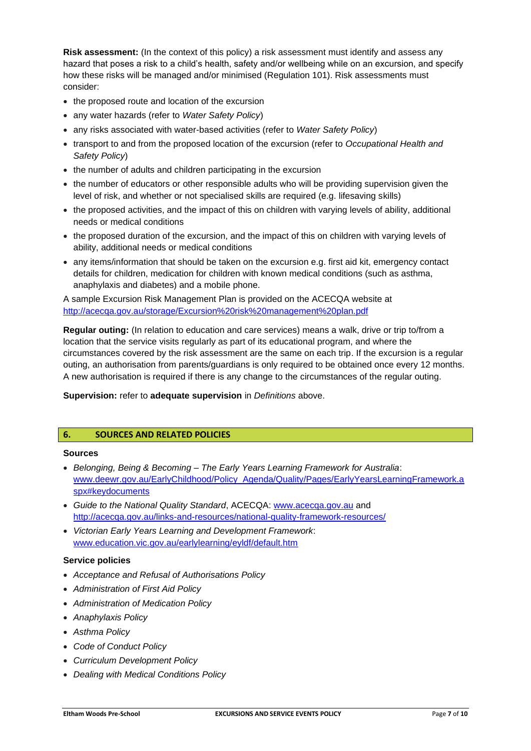**Risk assessment:** (In the context of this policy) a risk assessment must identify and assess any hazard that poses a risk to a child's health, safety and/or wellbeing while on an excursion, and specify how these risks will be managed and/or minimised (Regulation 101). Risk assessments must consider:

- the proposed route and location of the excursion
- any water hazards (refer to *Water Safety Policy*)
- any risks associated with water-based activities (refer to *Water Safety Policy*)
- transport to and from the proposed location of the excursion (refer to *Occupational Health and Safety Policy*)
- the number of adults and children participating in the excursion
- the number of educators or other responsible adults who will be providing supervision given the level of risk, and whether or not specialised skills are required (e.g. lifesaving skills)
- the proposed activities, and the impact of this on children with varying levels of ability, additional needs or medical conditions
- the proposed duration of the excursion, and the impact of this on children with varying levels of ability, additional needs or medical conditions
- any items/information that should be taken on the excursion e.g. first aid kit, emergency contact details for children, medication for children with known medical conditions (such as asthma, anaphylaxis and diabetes) and a mobile phone.

A sample Excursion Risk Management Plan is provided on the ACECQA website at http://acecqa.gov.au/storage/Excursion%20risk%20management%20plan.pdf

**Regular outing:** (In relation to education and care services) means a walk, drive or trip to/from a location that the service visits regularly as part of its educational program, and where the circumstances covered by the risk assessment are the same on each trip. If the excursion is a regular outing, an authorisation from parents/guardians is only required to be obtained once every 12 months. A new authorisation is required if there is any change to the circumstances of the regular outing.

**Supervision:** refer to **adequate supervision** in *Definitions* above.

## 6. SOURCES AND RELATED POLICIES

### Sources

- *Belonging, Being & Becoming – The Early Years Learning Framework for Australia*: www.deewr.gov.au/EarlyChildhood/Policy_Agenda/Quality/Pages/EarlyYearsLearningFramework.aspx#keydocuments
- *Guide to the National Quality Standard*, ACECQA: www.acecqa.gov.au and http://acecqa.gov.au/links-and-resources/national-quality-framework-resources/
- *Victorian Early Years Learning and Development Framework*: www.education.vic.gov.au/earlylearning/eyldf/default.htm

### Service policies

- *Acceptance and Refusal of Authorisations Policy*
- *Administration of First Aid Policy*
- *Administration of Medication Policy*
- *Anaphylaxis Policy*
- *Asthma Policy*
- *Code of Conduct Policy*
- *Curriculum Development Policy*
- *Dealing with Medical Conditions Policy*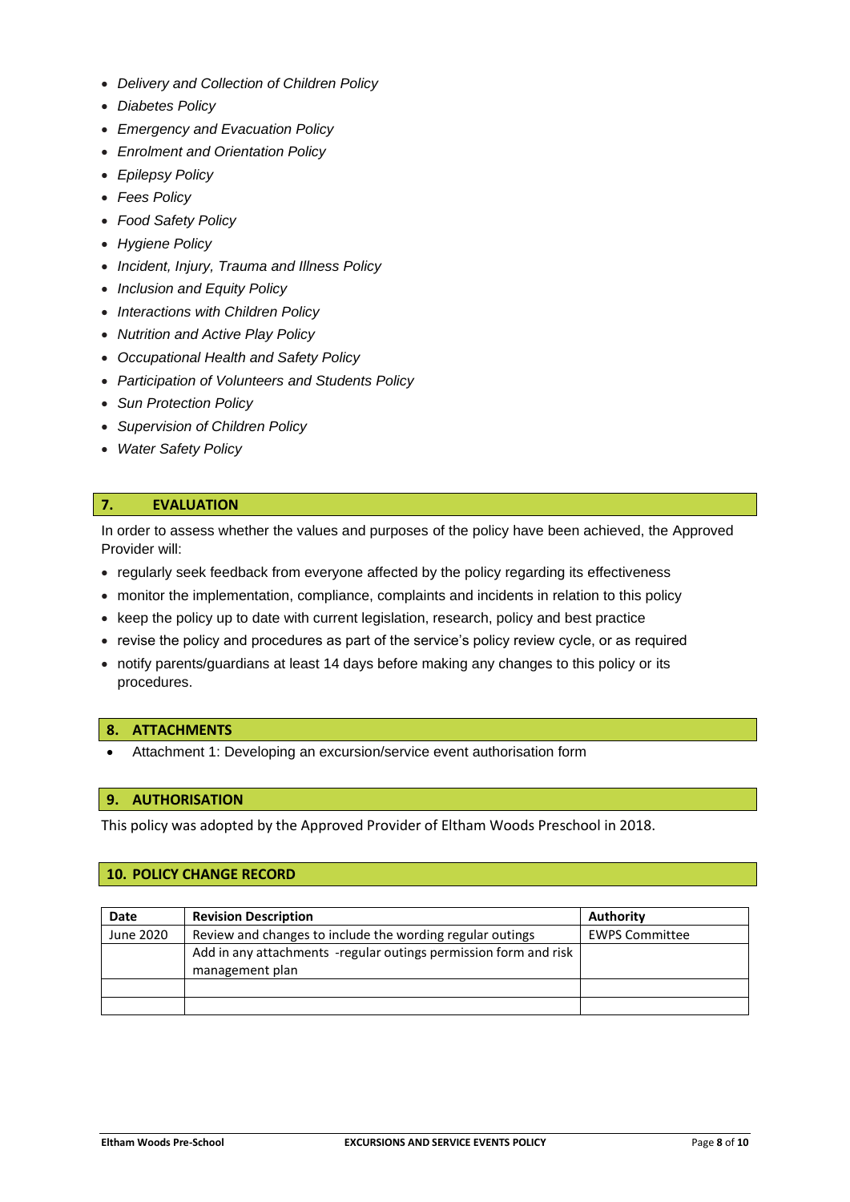- *Delivery and Collection of Children Policy*
- *Diabetes Policy*
- *Emergency and Evacuation Policy*
- *Enrolment and Orientation Policy*
- *Epilepsy Policy*
- *Fees Policy*
- *Food Safety Policy*
- *Hygiene Policy*
- *Incident, Injury, Trauma and Illness Policy*
- *Inclusion and Equity Policy*
- *Interactions with Children Policy*
- *Nutrition and Active Play Policy*
- *Occupational Health and Safety Policy*
- *Participation of Volunteers and Students Policy*
- *Sun Protection Policy*
- *Supervision of Children Policy*
- *Water Safety Policy*

## 7. EVALUATION

In order to assess whether the values and purposes of the policy have been achieved, the Approved Provider will:

- regularly seek feedback from everyone affected by the policy regarding its effectiveness
- monitor the implementation, compliance, complaints and incidents in relation to this policy
- keep the policy up to date with current legislation, research, policy and best practice
- revise the policy and procedures as part of the service's policy review cycle, or as required
- notify parents/guardians at least 14 days before making any changes to this policy or its procedures.

## 8. ATTACHMENTS

- Attachment 1: Developing an excursion/service event authorisation form

## 9. AUTHORISATION

This policy was adopted by the Approved Provider of Eltham Woods Preschool in 2018.

## 10. POLICY CHANGE RECORD

| Date | Revision Description | Authority |
|---|---|---|
| June 2020 | Review and changes to include the wording regular outings | EWPS Committee |
| | Add in any attachments -regular outings permission form and risk management plan | |
| | | |
| | | |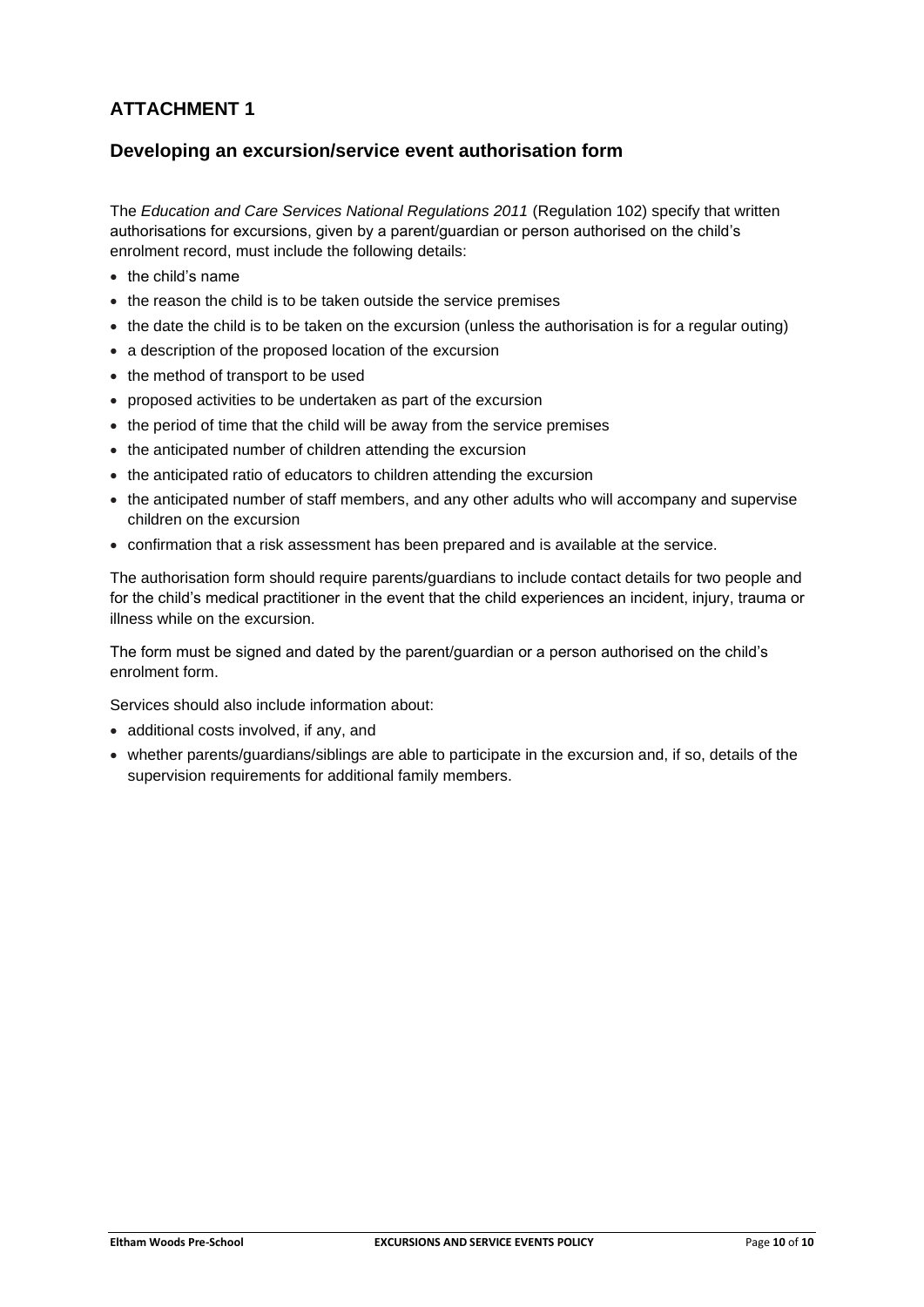## ATTACHMENT 1

### Developing an excursion/service event authorisation form

The *Education and Care Services National Regulations 2011* (Regulation 102) specify that written authorisations for excursions, given by a parent/guardian or person authorised on the child's enrolment record, must include the following details:

- the child's name
- the reason the child is to be taken outside the service premises
- the date the child is to be taken on the excursion (unless the authorisation is for a regular outing)
- a description of the proposed location of the excursion
- the method of transport to be used
- proposed activities to be undertaken as part of the excursion
- the period of time that the child will be away from the service premises
- the anticipated number of children attending the excursion
- the anticipated ratio of educators to children attending the excursion
- the anticipated number of staff members, and any other adults who will accompany and supervise children on the excursion
- confirmation that a risk assessment has been prepared and is available at the service.

The authorisation form should require parents/guardians to include contact details for two people and for the child's medical practitioner in the event that the child experiences an incident, injury, trauma or illness while on the excursion.

The form must be signed and dated by the parent/guardian or a person authorised on the child's enrolment form.

Services should also include information about:

- additional costs involved, if any, and
- whether parents/guardians/siblings are able to participate in the excursion and, if so, details of the supervision requirements for additional family members.